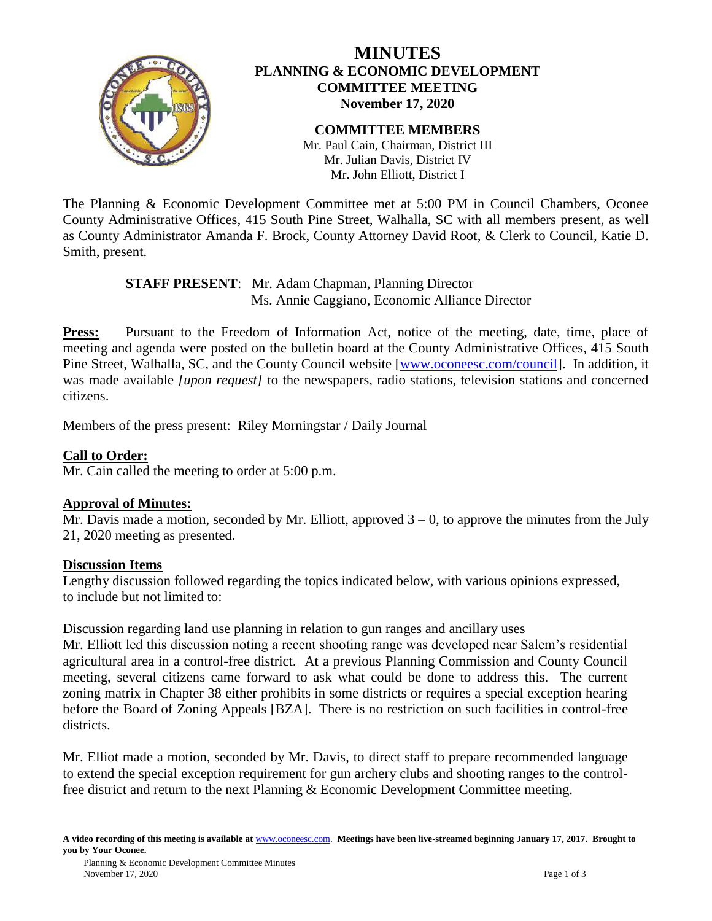# MINUTES

## PLANNING & ECONOMIC DEVELOPMENT COMMITTEE MEETING

**November 17, 2020**

### COMMITTEE MEMBERS

Mr. Paul Cain, Chairman, District III
Mr. Julian Davis, District IV
Mr. John Elliott, District I

The Planning & Economic Development Committee met at 5:00 PM in Council Chambers, Oconee County Administrative Offices, 415 South Pine Street, Walhalla, SC with all members present, as well as County Administrator Amanda F. Brock, County Attorney David Root, & Clerk to Council, Katie D. Smith, present.

**STAFF PRESENT**: Mr. Adam Chapman, Planning Director
Ms. Annie Caggiano, Economic Alliance Director

**Press:** Pursuant to the Freedom of Information Act, notice of the meeting, date, time, place of meeting and agenda were posted on the bulletin board at the County Administrative Offices, 415 South Pine Street, Walhalla, SC, and the County Council website [www.oconeesc.com/council]. In addition, it was made available *[upon request]* to the newspapers, radio stations, television stations and concerned citizens.

Members of the press present: Riley Morningstar / Daily Journal

**Call to Order:**

Mr. Cain called the meeting to order at 5:00 p.m.

**Approval of Minutes:**

Mr. Davis made a motion, seconded by Mr. Elliott, approved 3 – 0, to approve the minutes from the July 21, 2020 meeting as presented.

**Discussion Items**

Lengthy discussion followed regarding the topics indicated below, with various opinions expressed, to include but not limited to:

Discussion regarding land use planning in relation to gun ranges and ancillary uses

Mr. Elliott led this discussion noting a recent shooting range was developed near Salem's residential agricultural area in a control-free district. At a previous Planning Commission and County Council meeting, several citizens came forward to ask what could be done to address this. The current zoning matrix in Chapter 38 either prohibits in some districts or requires a special exception hearing before the Board of Zoning Appeals [BZA]. There is no restriction on such facilities in control-free districts.

Mr. Elliot made a motion, seconded by Mr. Davis, to direct staff to prepare recommended language to extend the special exception requirement for gun archery clubs and shooting ranges to the control-free district and return to the next Planning & Economic Development Committee meeting.

**A video recording of this meeting is available at** www.oconeesc.com. **Meetings have been live-streamed beginning January 17, 2017. Brought to you by Your Oconee.**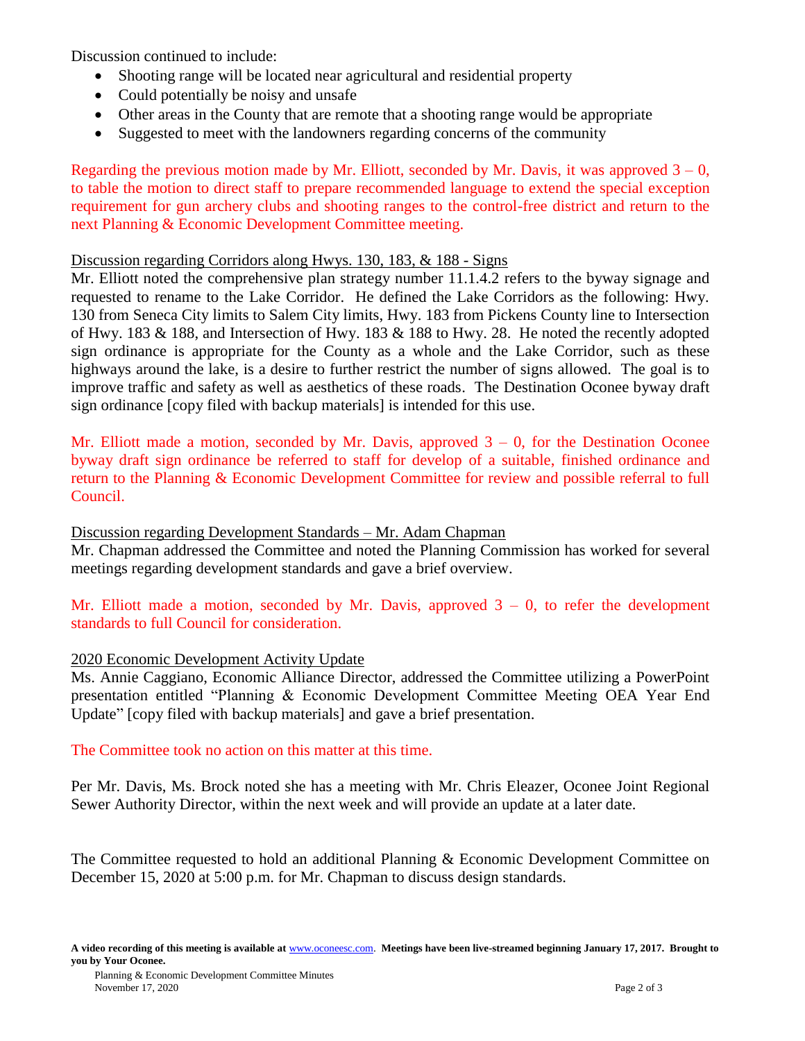Discussion continued to include:

- Shooting range will be located near agricultural and residential property
- Could potentially be noisy and unsafe
- Other areas in the County that are remote that a shooting range would be appropriate
- Suggested to meet with the landowners regarding concerns of the community

Regarding the previous motion made by Mr. Elliott, seconded by Mr. Davis, it was approved 3 – 0, to table the motion to direct staff to prepare recommended language to extend the special exception requirement for gun archery clubs and shooting ranges to the control-free district and return to the next Planning & Economic Development Committee meeting.

Discussion regarding Corridors along Hwys. 130, 183, & 188 - Signs

Mr. Elliott noted the comprehensive plan strategy number 11.1.4.2 refers to the byway signage and requested to rename to the Lake Corridor. He defined the Lake Corridors as the following: Hwy. 130 from Seneca City limits to Salem City limits, Hwy. 183 from Pickens County line to Intersection of Hwy. 183 & 188, and Intersection of Hwy. 183 & 188 to Hwy. 28. He noted the recently adopted sign ordinance is appropriate for the County as a whole and the Lake Corridor, such as these highways around the lake, is a desire to further restrict the number of signs allowed. The goal is to improve traffic and safety as well as aesthetics of these roads. The Destination Oconee byway draft sign ordinance [copy filed with backup materials] is intended for this use.

Mr. Elliott made a motion, seconded by Mr. Davis, approved 3 – 0, for the Destination Oconee byway draft sign ordinance be referred to staff for develop of a suitable, finished ordinance and return to the Planning & Economic Development Committee for review and possible referral to full Council.

Discussion regarding Development Standards – Mr. Adam Chapman

Mr. Chapman addressed the Committee and noted the Planning Commission has worked for several meetings regarding development standards and gave a brief overview.

Mr. Elliott made a motion, seconded by Mr. Davis, approved 3 – 0, to refer the development standards to full Council for consideration.

2020 Economic Development Activity Update

Ms. Annie Caggiano, Economic Alliance Director, addressed the Committee utilizing a PowerPoint presentation entitled "Planning & Economic Development Committee Meeting OEA Year End Update" [copy filed with backup materials] and gave a brief presentation.

The Committee took no action on this matter at this time.

Per Mr. Davis, Ms. Brock noted she has a meeting with Mr. Chris Eleazer, Oconee Joint Regional Sewer Authority Director, within the next week and will provide an update at a later date.

The Committee requested to hold an additional Planning & Economic Development Committee on December 15, 2020 at 5:00 p.m. for Mr. Chapman to discuss design standards.

**A video recording of this meeting is available at www.oconeesc.com. Meetings have been live-streamed beginning January 17, 2017. Brought to you by Your Oconee.**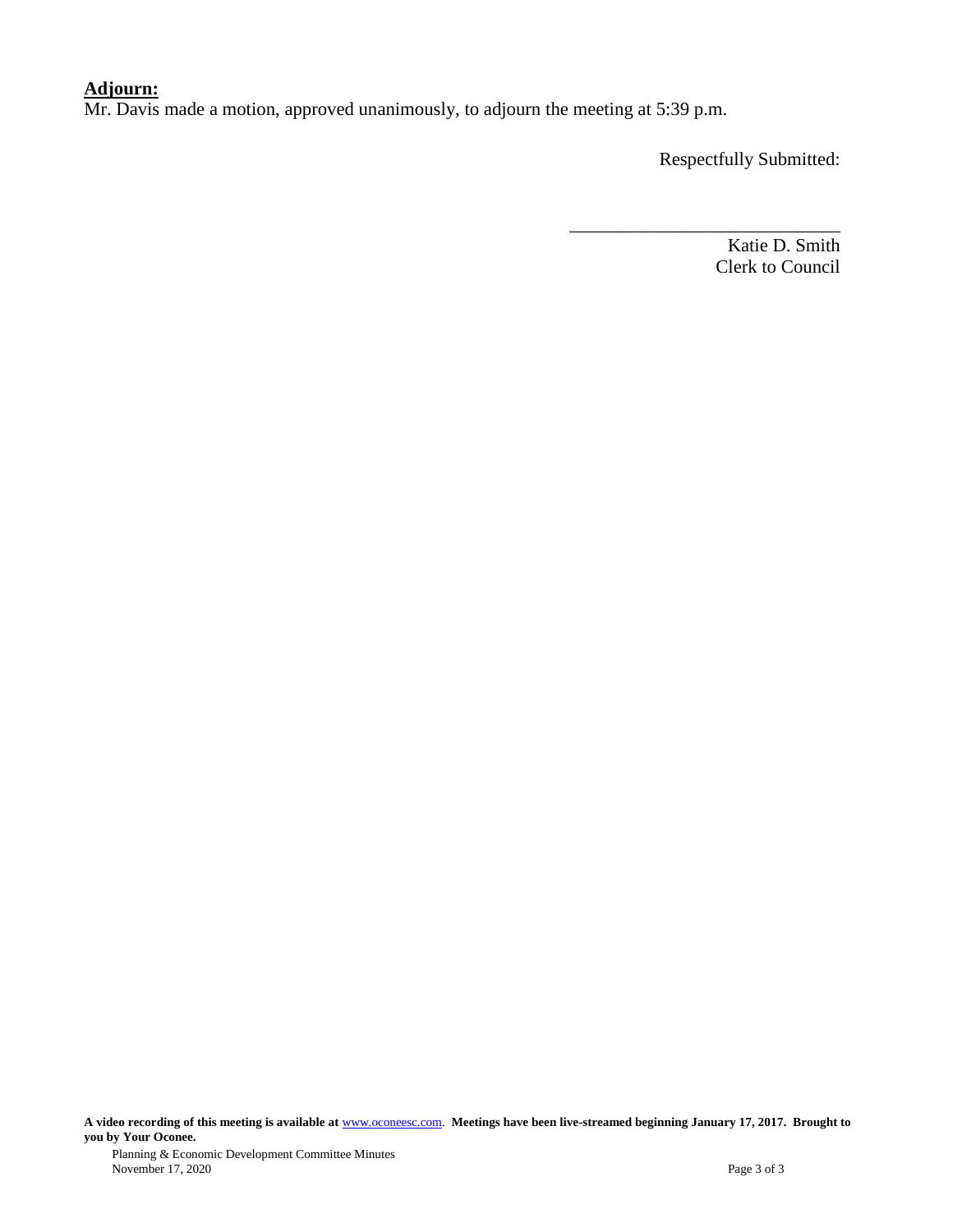**Adjourn:**

Mr. Davis made a motion, approved unanimously, to adjourn the meeting at 5:39 p.m.

Respectfully Submitted:

\_\_\_\_\_\_\_\_\_\_\_\_\_\_\_\_\_\_\_\_\_\_\_\_\_\_\_\_\_\_

Katie D. Smith
Clerk to Council

**A video recording of this meeting is available at** www.oconeesc.com. **Meetings have been live-streamed beginning January 17, 2017. Brought to you by Your Oconee.**